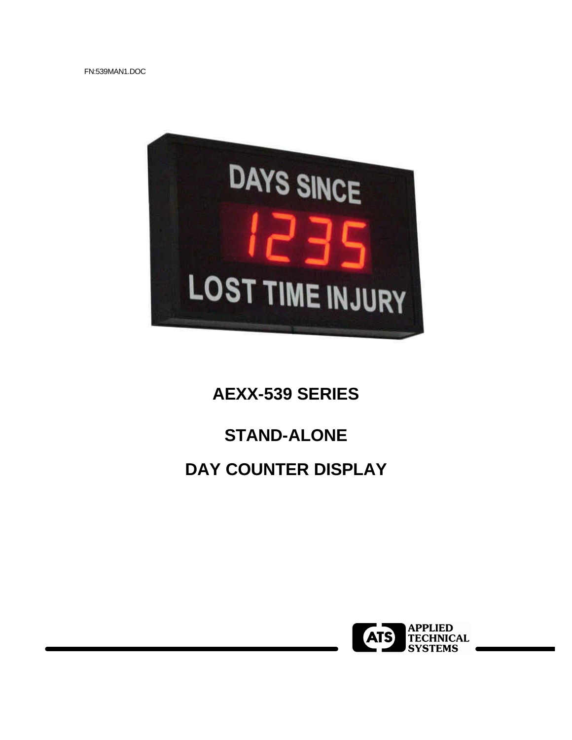FN:539MAN1.DOC

# AEXX-539 SERIES

# STAND-ALONE

# DAY COUNTER DISPLAY

APPLIED TECHNICAL SYSTEMS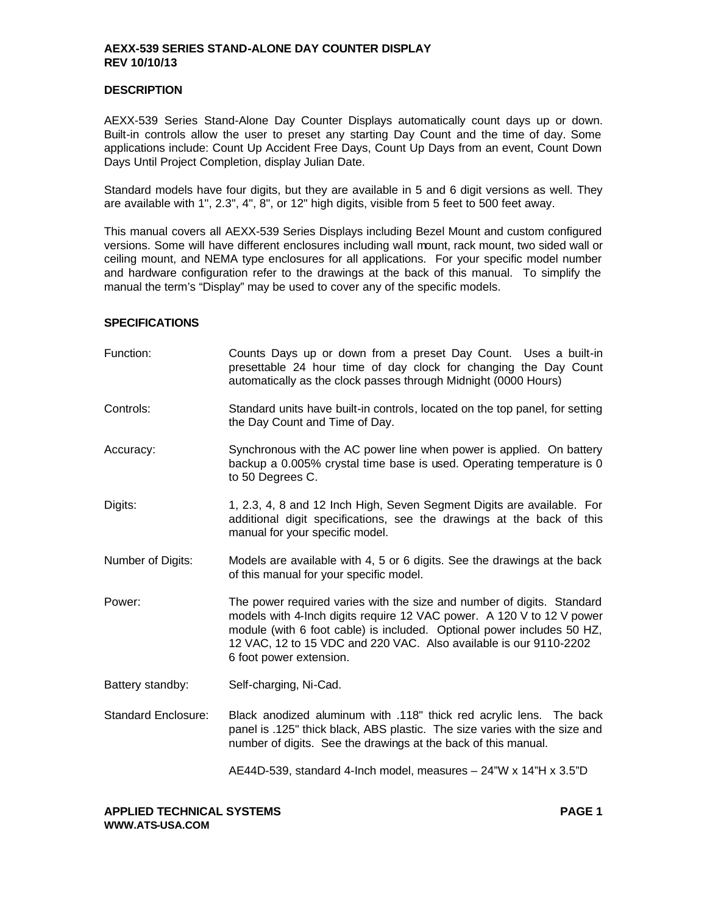# AEXX-539 SERIES STAND-ALONE DAY COUNTER DISPLAY
**REV 10/10/13**

## DESCRIPTION

AEXX-539 Series Stand-Alone Day Counter Displays automatically count days up or down. Built-in controls allow the user to preset any starting Day Count and the time of day. Some applications include: Count Up Accident Free Days, Count Up Days from an event, Count Down Days Until Project Completion, display Julian Date.

Standard models have four digits, but they are available in 5 and 6 digit versions as well. They are available with 1", 2.3", 4", 8", or 12" high digits, visible from 5 feet to 500 feet away.

This manual covers all AEXX-539 Series Displays including Bezel Mount and custom configured versions. Some will have different enclosures including wall mount, rack mount, two sided wall or ceiling mount, and NEMA type enclosures for all applications. For your specific model number and hardware configuration refer to the drawings at the back of this manual. To simplify the manual the term's "Display" may be used to cover any of the specific models.

## SPECIFICATIONS

**Function:** Counts Days up or down from a preset Day Count. Uses a built-in presettable 24 hour time of day clock for changing the Day Count automatically as the clock passes through Midnight (0000 Hours)

**Controls:** Standard units have built-in controls, located on the top panel, for setting the Day Count and Time of Day.

**Accuracy:** Synchronous with the AC power line when power is applied. On battery backup a 0.005% crystal time base is used. Operating temperature is 0 to 50 Degrees C.

**Digits:** 1, 2.3, 4, 8 and 12 Inch High, Seven Segment Digits are available. For additional digit specifications, see the drawings at the back of this manual for your specific model.

**Number of Digits:** Models are available with 4, 5 or 6 digits. See the drawings at the back of this manual for your specific model.

**Power:** The power required varies with the size and number of digits. Standard models with 4-Inch digits require 12 VAC power. A 120 V to 12 V power module (with 6 foot cable) is included. Optional power includes 50 HZ, 12 VAC, 12 to 15 VDC and 220 VAC. Also available is our 9110-2202 6 foot power extension.

**Battery standby:** Self-charging, Ni-Cad.

**Standard Enclosure:** Black anodized aluminum with .118" thick red acrylic lens. The back panel is .125" thick black, ABS plastic. The size varies with the size and number of digits. See the drawings at the back of this manual.

AE44D-539, standard 4-Inch model, measures – 24"W x 14"H x 3.5"D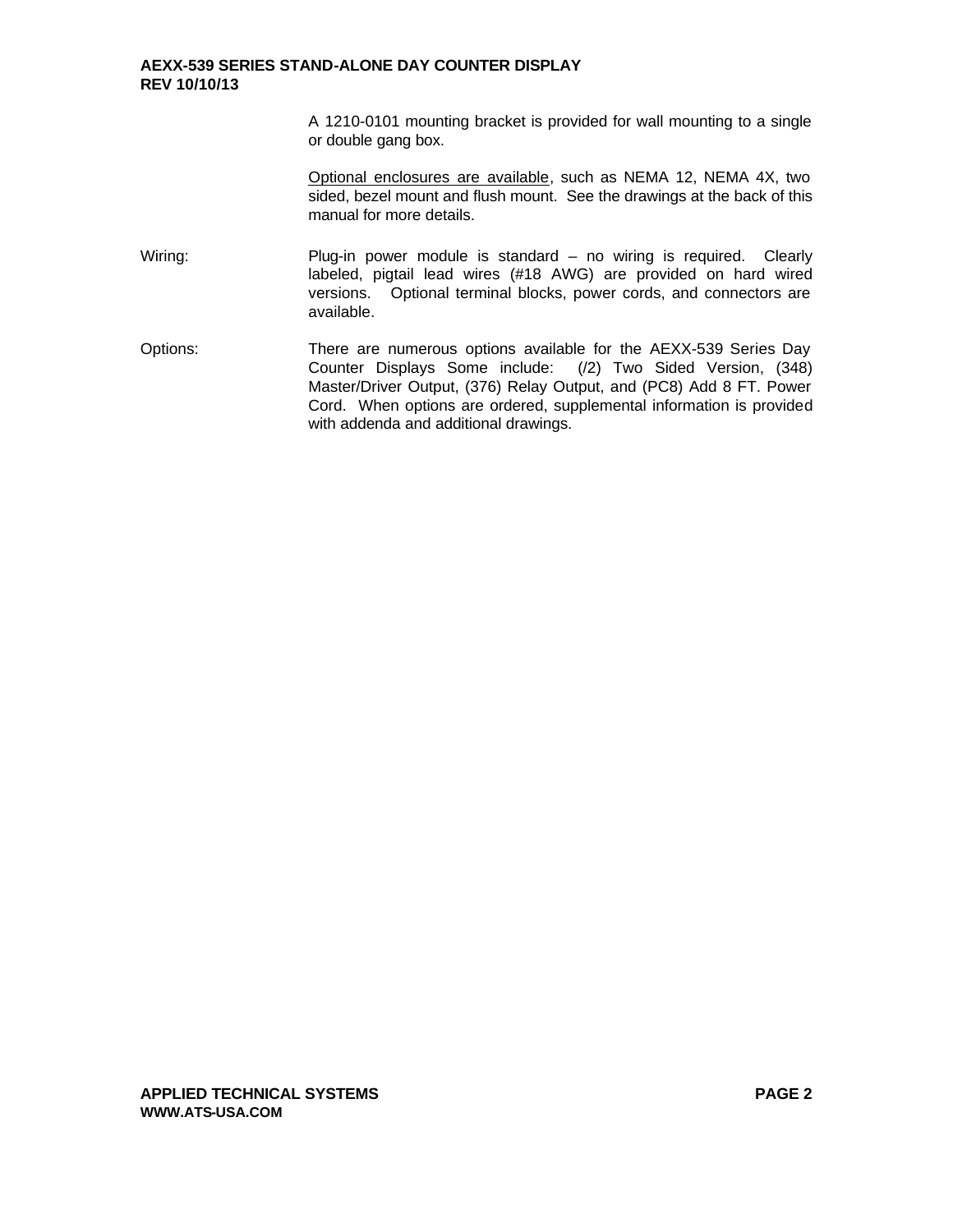A 1210-0101 mounting bracket is provided for wall mounting to a single or double gang box.

Optional enclosures are available, such as NEMA 12, NEMA 4X, two sided, bezel mount and flush mount. See the drawings at the back of this manual for more details.

Wiring: Plug-in power module is standard – no wiring is required. Clearly labeled, pigtail lead wires (#18 AWG) are provided on hard wired versions. Optional terminal blocks, power cords, and connectors are available.

Options: There are numerous options available for the AEXX-539 Series Day Counter Displays Some include: (/2) Two Sided Version, (348) Master/Driver Output, (376) Relay Output, and (PC8) Add 8 FT. Power Cord. When options are ordered, supplemental information is provided with addenda and additional drawings.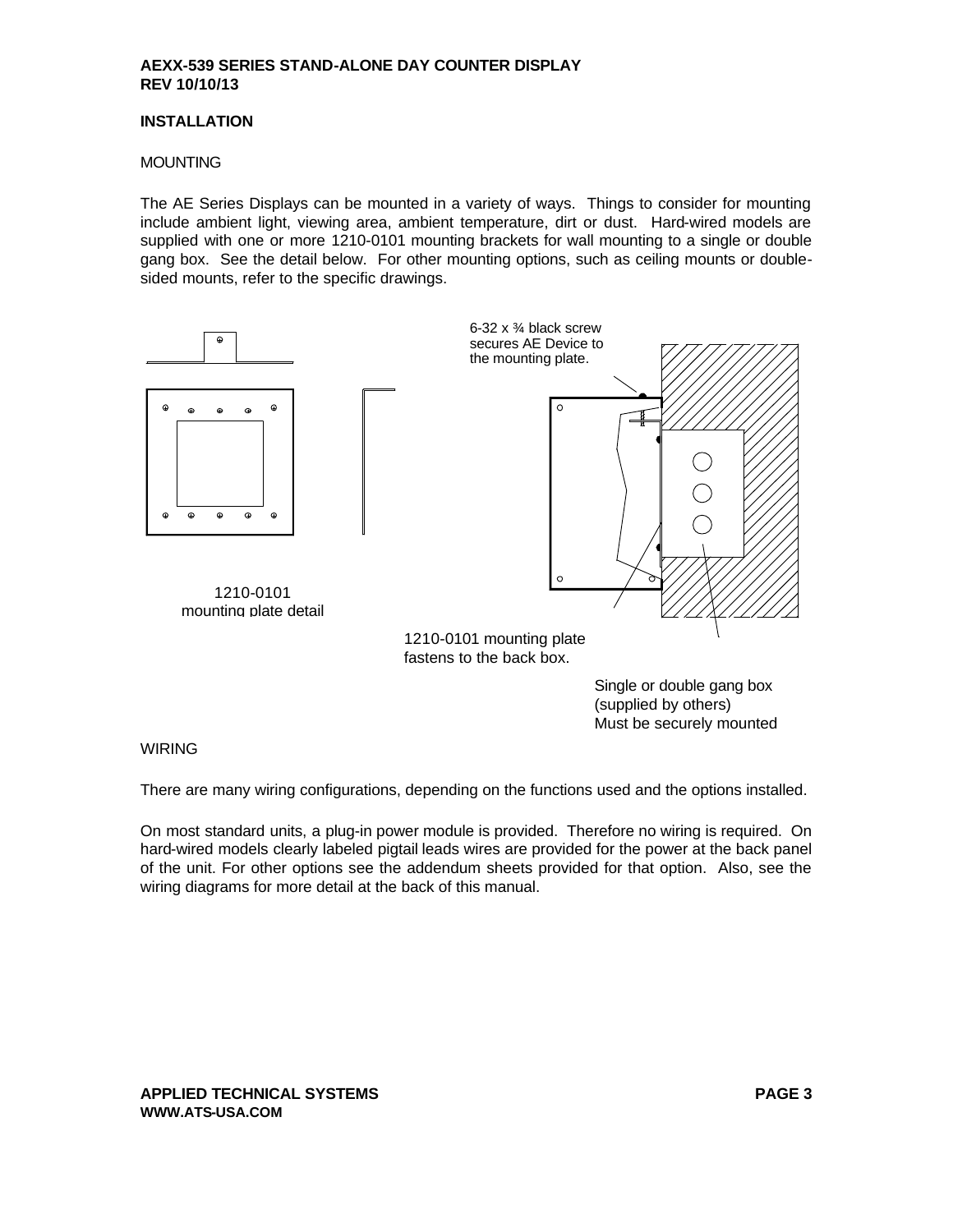AEXX-539 SERIES STAND-ALONE DAY COUNTER DISPLAY
REV 10/10/13

## INSTALLATION

### MOUNTING

The AE Series Displays can be mounted in a variety of ways. Things to consider for mounting include ambient light, viewing area, ambient temperature, dirt or dust. Hard-wired models are supplied with one or more 1210-0101 mounting brackets for wall mounting to a single or double gang box. See the detail below. For other mounting options, such as ceiling mounts or double-sided mounts, refer to the specific drawings.

6-32 x ¾ black screw secures AE Device to the mounting plate.

1210-0101 mounting plate detail

1210-0101 mounting plate fastens to the back box.

Single or double gang box (supplied by others) Must be securely mounted

### WIRING

There are many wiring configurations, depending on the functions used and the options installed.

On most standard units, a plug-in power module is provided. Therefore no wiring is required. On hard-wired models clearly labeled pigtail leads wires are provided for the power at the back panel of the unit. For other options see the addendum sheets provided for that option. Also, see the wiring diagrams for more detail at the back of this manual.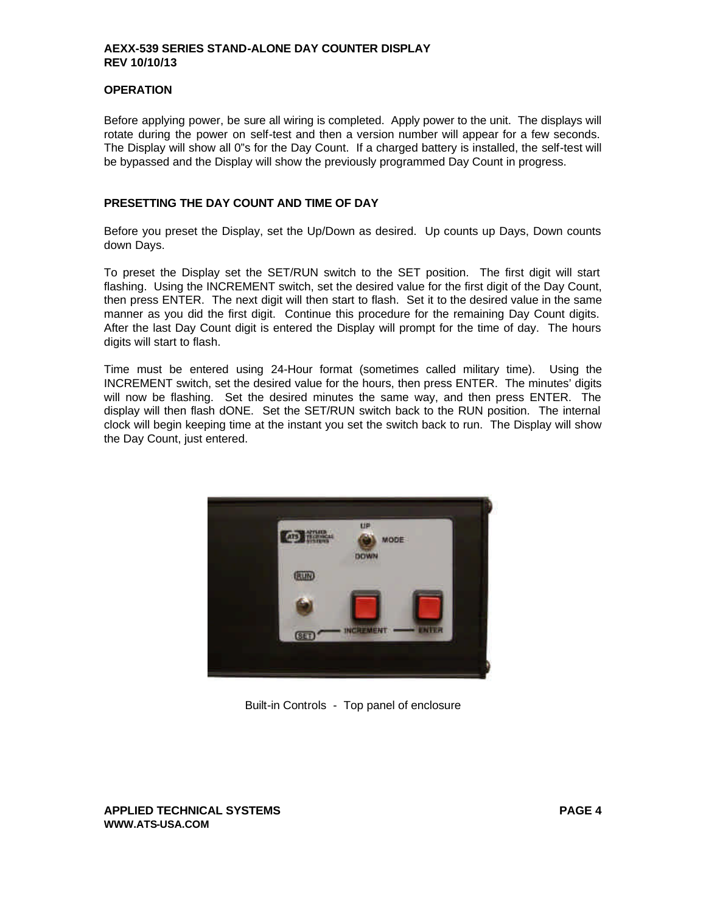## OPERATION

Before applying power, be sure all wiring is completed. Apply power to the unit. The displays will rotate during the power on self-test and then a version number will appear for a few seconds. The Display will show all 0"s for the Day Count. If a charged battery is installed, the self-test will be bypassed and the Display will show the previously programmed Day Count in progress.

## PRESETTING THE DAY COUNT AND TIME OF DAY

Before you preset the Display, set the Up/Down as desired. Up counts up Days, Down counts down Days.

To preset the Display set the SET/RUN switch to the SET position. The first digit will start flashing. Using the INCREMENT switch, set the desired value for the first digit of the Day Count, then press ENTER. The next digit will then start to flash. Set it to the desired value in the same manner as you did the first digit. Continue this procedure for the remaining Day Count digits. After the last Day Count digit is entered the Display will prompt for the time of day. The hours digits will start to flash.

Time must be entered using 24-Hour format (sometimes called military time). Using the INCREMENT switch, set the desired value for the hours, then press ENTER. The minutes' digits will now be flashing. Set the desired minutes the same way, and then press ENTER. The display will then flash dONE. Set the SET/RUN switch back to the RUN position. The internal clock will begin keeping time at the instant you set the switch back to run. The Display will show the Day Count, just entered.

Built-in Controls - Top panel of enclosure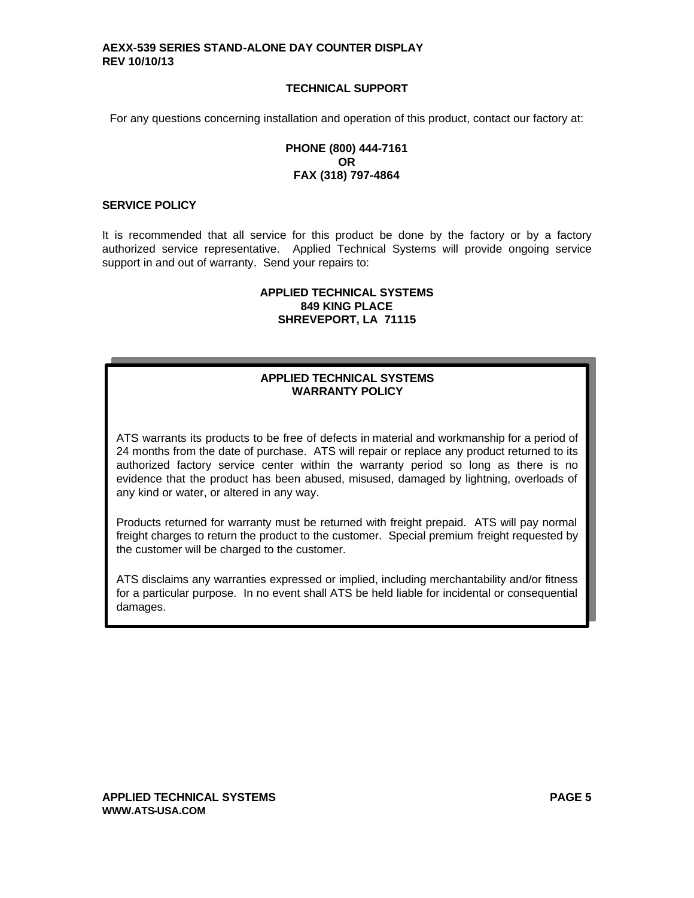## TECHNICAL SUPPORT

For any questions concerning installation and operation of this product, contact our factory at:

**PHONE (800) 444-7161**
**OR**
**FAX (318) 797-4864**

## SERVICE POLICY

It is recommended that all service for this product be done by the factory or by a factory authorized service representative. Applied Technical Systems will provide ongoing service support in and out of warranty. Send your repairs to:

**APPLIED TECHNICAL SYSTEMS**
**849 KING PLACE**
**SHREVEPORT, LA 71115**

## APPLIED TECHNICAL SYSTEMS WARRANTY POLICY

ATS warrants its products to be free of defects in material and workmanship for a period of 24 months from the date of purchase. ATS will repair or replace any product returned to its authorized factory service center within the warranty period so long as there is no evidence that the product has been abused, misused, damaged by lightning, overloads of any kind or water, or altered in any way.

Products returned for warranty must be returned with freight prepaid. ATS will pay normal freight charges to return the product to the customer. Special premium freight requested by the customer will be charged to the customer.

ATS disclaims any warranties expressed or implied, including merchantability and/or fitness for a particular purpose. In no event shall ATS be held liable for incidental or consequential damages.